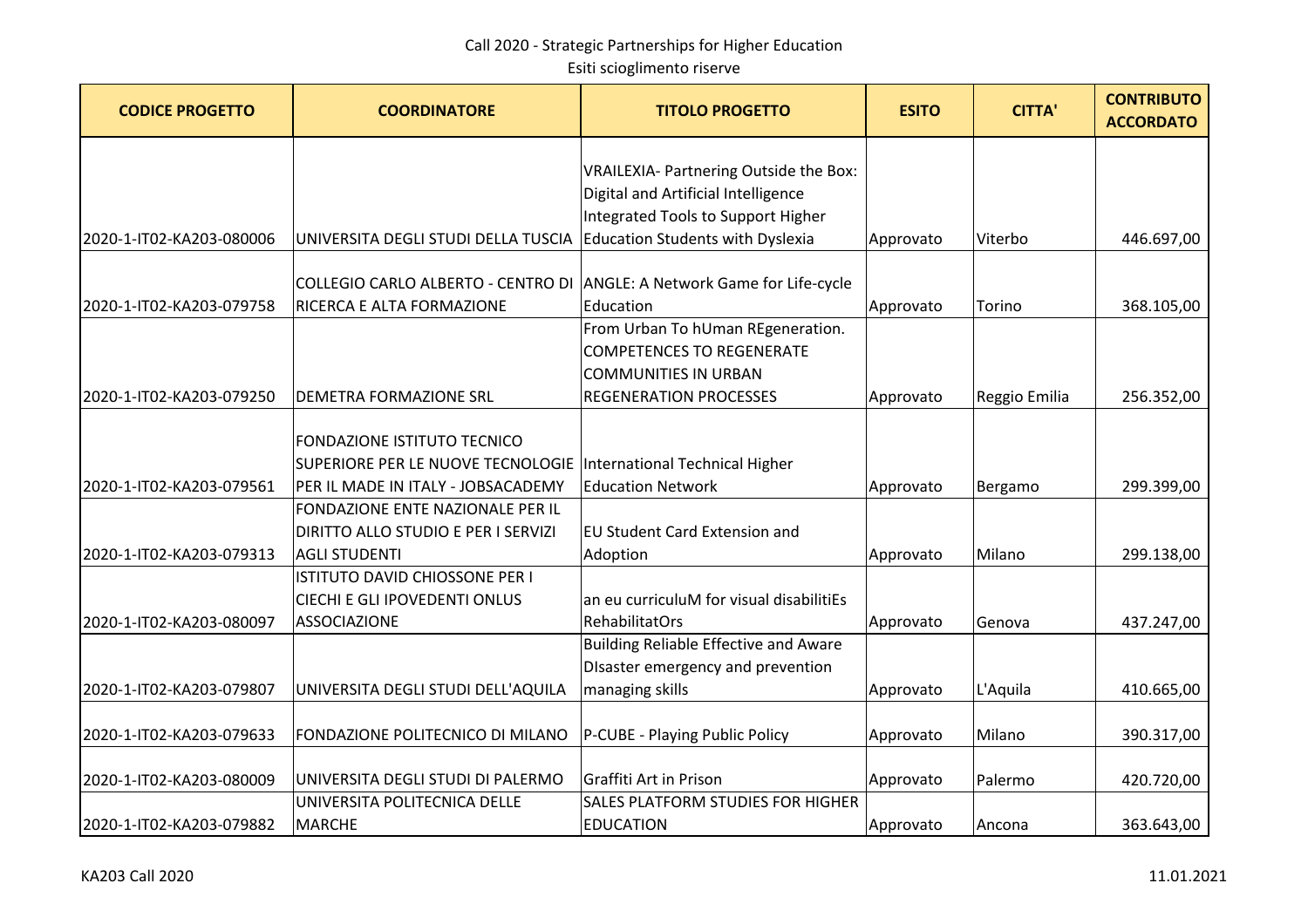Call 2020 - Strategic Partnerships for Higher Education

Esiti scioglimento riserve

| CODICE PROGETTO | COORDINATORE | TITOLO PROGETTO | ESITO | CITTA' | CONTRIBUTO ACCORDATO |
|---|---|---|---|---|---|
| 2020-1-IT02-KA203-080006 | UNIVERSITA DEGLI STUDI DELLA TUSCIA | VRAILEXIA- Partnering Outside the Box: Digital and Artificial Intelligence Integrated Tools to Support Higher Education Students with Dyslexia | Approvato | Viterbo | 446.697,00 |
| 2020-1-IT02-KA203-079758 | COLLEGIO CARLO ALBERTO - CENTRO DI RICERCA E ALTA FORMAZIONE | ANGLE: A Network Game for Life-cycle Education | Approvato | Torino | 368.105,00 |
| 2020-1-IT02-KA203-079250 | DEMETRA FORMAZIONE SRL | From Urban To hUman REgeneration. COMPETENCES TO REGENERATE COMMUNITIES IN URBAN REGENERATION PROCESSES | Approvato | Reggio Emilia | 256.352,00 |
| 2020-1-IT02-KA203-079561 | FONDAZIONE ISTITUTO TECNICO SUPERIORE PER LE NUOVE TECNOLOGIE PER IL MADE IN ITALY - JOBSACADEMY | International Technical Higher Education Network | Approvato | Bergamo | 299.399,00 |
| 2020-1-IT02-KA203-079313 | FONDAZIONE ENTE NAZIONALE PER IL DIRITTO ALLO STUDIO E PER I SERVIZI AGLI STUDENTI | EU Student Card Extension and Adoption | Approvato | Milano | 299.138,00 |
| 2020-1-IT02-KA203-080097 | ISTITUTO DAVID CHIOSSONE PER I CIECHI E GLI IPOVEDENTI ONLUS ASSOCIAZIONE | an eu curriculuM for visual disabilitiEs RehabilitatOrs | Approvato | Genova | 437.247,00 |
| 2020-1-IT02-KA203-079807 | UNIVERSITA DEGLI STUDI DELL'AQUILA | Building Reliable Effective and Aware DIsaster emergency and prevention managing skills | Approvato | L'Aquila | 410.665,00 |
| 2020-1-IT02-KA203-079633 | FONDAZIONE POLITECNICO DI MILANO | P-CUBE - Playing Public Policy | Approvato | Milano | 390.317,00 |
| 2020-1-IT02-KA203-080009 | UNIVERSITA DEGLI STUDI DI PALERMO | Graffiti Art in Prison | Approvato | Palermo | 420.720,00 |
| 2020-1-IT02-KA203-079882 | UNIVERSITA POLITECNICA DELLE MARCHE | SALES PLATFORM STUDIES FOR HIGHER EDUCATION | Approvato | Ancona | 363.643,00 |

KA203 Call 2020 11.01.2021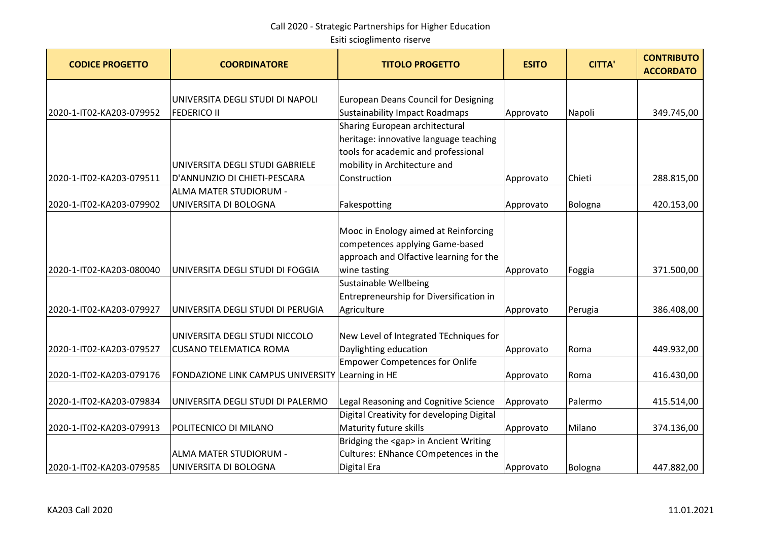Call 2020 - Strategic Partnerships for Higher Education

Esiti scioglimento riserve

| CODICE PROGETTO | COORDINATORE | TITOLO PROGETTO | ESITO | CITTA' | CONTRIBUTO ACCORDATO |
|---|---|---|---|---|---|
| 2020-1-IT02-KA203-079952 | UNIVERSITA DEGLI STUDI DI NAPOLI FEDERICO II | European Deans Council for Designing Sustainability Impact Roadmaps | Approvato | Napoli | 349.745,00 |
| 2020-1-IT02-KA203-079511 | UNIVERSITA DEGLI STUDI GABRIELE D'ANNUNZIO DI CHIETI-PESCARA | Sharing European architectural heritage: innovative language teaching tools for academic and professional mobility in Architecture and Construction | Approvato | Chieti | 288.815,00 |
| 2020-1-IT02-KA203-079902 | ALMA MATER STUDIORUM - UNIVERSITA DI BOLOGNA | Fakespotting | Approvato | Bologna | 420.153,00 |
| 2020-1-IT02-KA203-080040 | UNIVERSITA DEGLI STUDI DI FOGGIA | Mooc in Enology aimed at Reinforcing competences applying Game-based approach and Olfactive learning for the wine tasting | Approvato | Foggia | 371.500,00 |
| 2020-1-IT02-KA203-079927 | UNIVERSITA DEGLI STUDI DI PERUGIA | Sustainable Wellbeing Entrepreneurship for Diversification in Agriculture | Approvato | Perugia | 386.408,00 |
| 2020-1-IT02-KA203-079527 | UNIVERSITA DEGLI STUDI NICCOLO CUSANO TELEMATICA ROMA | New Level of Integrated TEchniques for Daylighting education | Approvato | Roma | 449.932,00 |
| 2020-1-IT02-KA203-079176 | FONDAZIONE LINK CAMPUS UNIVERSITY | Empower Competences for Onlife Learning in HE | Approvato | Roma | 416.430,00 |
| 2020-1-IT02-KA203-079834 | UNIVERSITA DEGLI STUDI DI PALERMO | Legal Reasoning and Cognitive Science | Approvato | Palermo | 415.514,00 |
| 2020-1-IT02-KA203-079913 | POLITECNICO DI MILANO | Digital Creativity for developing Digital Maturity future skills | Approvato | Milano | 374.136,00 |
| 2020-1-IT02-KA203-079585 | ALMA MATER STUDIORUM - UNIVERSITA DI BOLOGNA | Bridging the <gap> in Ancient Writing Cultures: ENhance COmpetences in the Digital Era | Approvato | Bologna | 447.882,00 |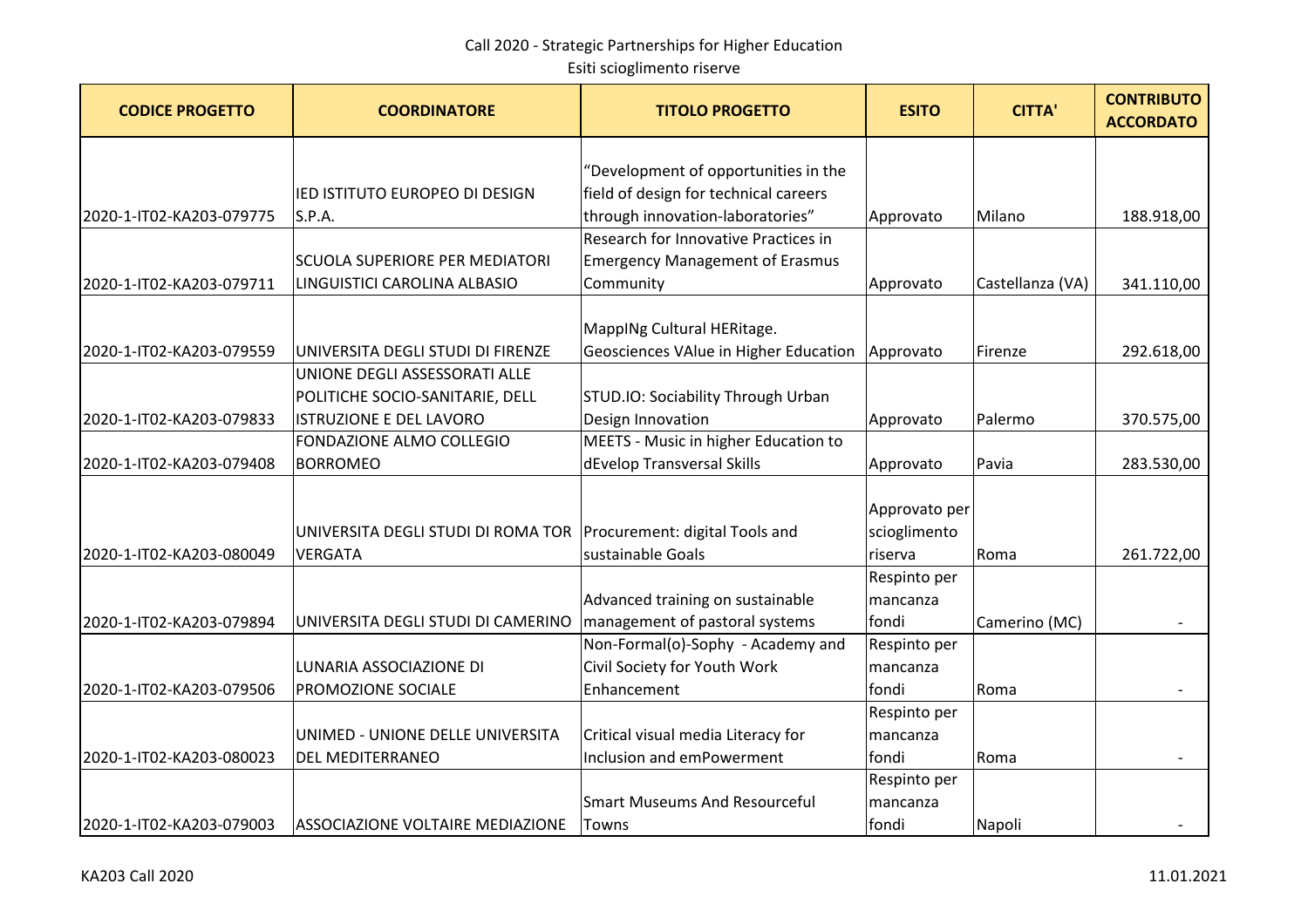Call 2020 - Strategic Partnerships for Higher Education

Esiti scioglimento riserve

| CODICE PROGETTO | COORDINATORE | TITOLO PROGETTO | ESITO | CITTA' | CONTRIBUTO ACCORDATO |
|---|---|---|---|---|---|
| 2020-1-IT02-KA203-079775 | IED ISTITUTO EUROPEO DI DESIGN S.P.A. | "Development of opportunities in the field of design for technical careers through innovation-laboratories" | Approvato | Milano | 188.918,00 |
| 2020-1-IT02-KA203-079711 | SCUOLA SUPERIORE PER MEDIATORI LINGUISTICI CAROLINA ALBASIO | Research for Innovative Practices in Emergency Management of Erasmus Community | Approvato | Castellanza (VA) | 341.110,00 |
| 2020-1-IT02-KA203-079559 | UNIVERSITA DEGLI STUDI DI FIRENZE | MappINg Cultural HERitage. Geosciences VAlue in Higher Education | Approvato | Firenze | 292.618,00 |
| 2020-1-IT02-KA203-079833 | UNIONE DEGLI ASSESSORATI ALLE POLITICHE SOCIO-SANITARIE, DELL ISTRUZIONE E DEL LAVORO | STUD.IO: Sociability Through Urban Design Innovation | Approvato | Palermo | 370.575,00 |
| 2020-1-IT02-KA203-079408 | FONDAZIONE ALMO COLLEGIO BORROMEO | MEETS - Music in higher Education to dEvelop Transversal Skills | Approvato | Pavia | 283.530,00 |
| 2020-1-IT02-KA203-080049 | UNIVERSITA DEGLI STUDI DI ROMA TOR VERGATA | Procurement: digital Tools and sustainable Goals | Approvato per scioglimento riserva | Roma | 261.722,00 |
| 2020-1-IT02-KA203-079894 | UNIVERSITA DEGLI STUDI DI CAMERINO | Advanced training on sustainable management of pastoral systems | Respinto per mancanza fondi | Camerino (MC) | - |
| 2020-1-IT02-KA203-079506 | LUNARIA ASSOCIAZIONE DI PROMOZIONE SOCIALE | Non-Formal(o)-Sophy - Academy and Civil Society for Youth Work Enhancement | Respinto per mancanza fondi | Roma | - |
| 2020-1-IT02-KA203-080023 | UNIMED - UNIONE DELLE UNIVERSITA DEL MEDITERRANEO | Critical visual media Literacy for Inclusion and emPowerment | Respinto per mancanza fondi | Roma | - |
| 2020-1-IT02-KA203-079003 | ASSOCIAZIONE VOLTAIRE MEDIAZIONE | Smart Museums And Resourceful Towns | Respinto per mancanza fondi | Napoli | - |

KA203 Call 2020 11.01.2021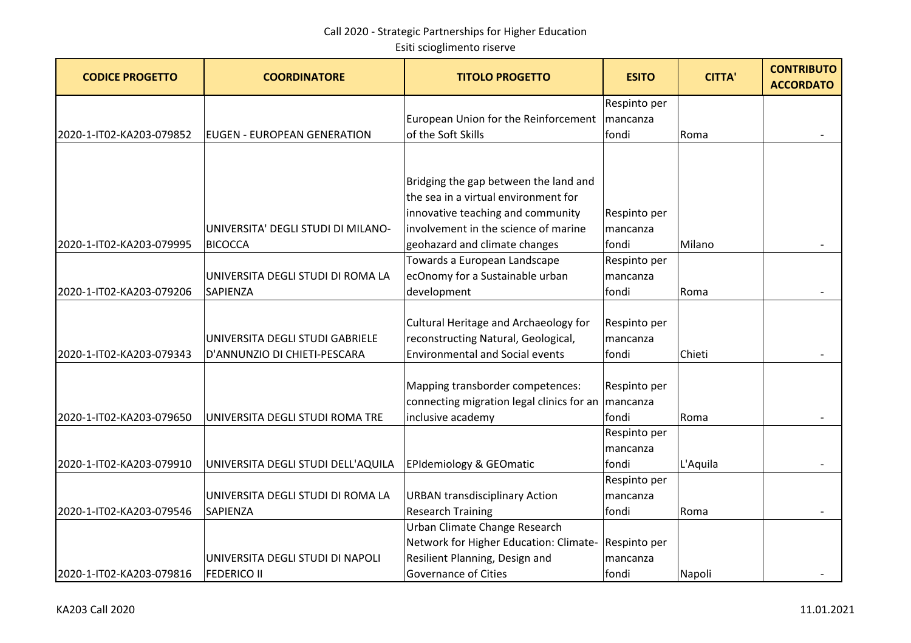Call 2020 - Strategic Partnerships for Higher Education

Esiti scioglimento riserve

| CODICE PROGETTO | COORDINATORE | TITOLO PROGETTO | ESITO | CITTA' | CONTRIBUTO ACCORDATO |
|---|---|---|---|---|---|
| 2020-1-IT02-KA203-079852 | EUGEN - EUROPEAN GENERATION | European Union for the Reinforcement of the Soft Skills | Respinto per mancanza fondi | Roma | - |
| 2020-1-IT02-KA203-079995 | UNIVERSITA' DEGLI STUDI DI MILANO-BICOCCA | Bridging the gap between the land and the sea in a virtual environment for innovative teaching and community involvement in the science of marine geohazard and climate changes | Respinto per mancanza fondi | Milano | - |
| 2020-1-IT02-KA203-079206 | UNIVERSITA DEGLI STUDI DI ROMA LA SAPIENZA | Towards a European Landscape ecOnomy for a Sustainable urban development | Respinto per mancanza fondi | Roma | - |
| 2020-1-IT02-KA203-079343 | UNIVERSITA DEGLI STUDI GABRIELE D'ANNUNZIO DI CHIETI-PESCARA | Cultural Heritage and Archaeology for reconstructing Natural, Geological, Environmental and Social events | Respinto per mancanza fondi | Chieti | - |
| 2020-1-IT02-KA203-079650 | UNIVERSITA DEGLI STUDI ROMA TRE | Mapping transborder competences: connecting migration legal clinics for an inclusive academy | Respinto per mancanza fondi | Roma | - |
| 2020-1-IT02-KA203-079910 | UNIVERSITA DEGLI STUDI DELL'AQUILA | EPIdemiology & GEOmatic | Respinto per mancanza fondi | L'Aquila | - |
| 2020-1-IT02-KA203-079546 | UNIVERSITA DEGLI STUDI DI ROMA LA SAPIENZA | URBAN transdisciplinary Action Research Training | Respinto per mancanza fondi | Roma | - |
| 2020-1-IT02-KA203-079816 | UNIVERSITA DEGLI STUDI DI NAPOLI FEDERICO II | Urban Climate Change Research Network for Higher Education: Climate-Resilient Planning, Design and Governance of Cities | Respinto per mancanza fondi | Napoli | - |

KA203 Call 2020 11.01.2021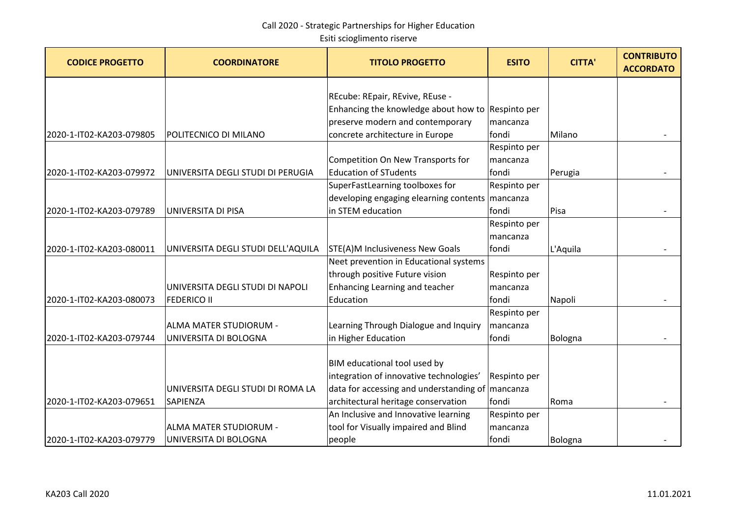Call 2020 - Strategic Partnerships for Higher Education

Esiti scioglimento riserve

| CODICE PROGETTO | COORDINATORE | TITOLO PROGETTO | ESITO | CITTA' | CONTRIBUTO ACCORDATO |
|---|---|---|---|---|---|
| 2020-1-IT02-KA203-079805 | POLITECNICO DI MILANO | REcube: REpair, REvive, REuse - Enhancing the knowledge about how to preserve modern and contemporary concrete architecture in Europe | Respinto per mancanza fondi | Milano | - |
| 2020-1-IT02-KA203-079972 | UNIVERSITA DEGLI STUDI DI PERUGIA | Competition On New Transports for Education of STudents | Respinto per mancanza fondi | Perugia | - |
| 2020-1-IT02-KA203-079789 | UNIVERSITA DI PISA | SuperFastLearning toolboxes for developing engaging elearning contents in STEM education | Respinto per mancanza fondi | Pisa | - |
| 2020-1-IT02-KA203-080011 | UNIVERSITA DEGLI STUDI DELL'AQUILA | STE(A)M Inclusiveness New Goals | Respinto per mancanza fondi | L'Aquila | - |
| 2020-1-IT02-KA203-080073 | UNIVERSITA DEGLI STUDI DI NAPOLI FEDERICO II | Neet prevention in Educational systems through positive Future vision Enhancing Learning and teacher Education | Respinto per mancanza fondi | Napoli | - |
| 2020-1-IT02-KA203-079744 | ALMA MATER STUDIORUM - UNIVERSITA DI BOLOGNA | Learning Through Dialogue and Inquiry in Higher Education | Respinto per mancanza fondi | Bologna | - |
| 2020-1-IT02-KA203-079651 | UNIVERSITA DEGLI STUDI DI ROMA LA SAPIENZA | BIM educational tool used by integration of innovative technologies' data for accessing and understanding of architectural heritage conservation | Respinto per mancanza fondi | Roma | - |
| 2020-1-IT02-KA203-079779 | ALMA MATER STUDIORUM - UNIVERSITA DI BOLOGNA | An Inclusive and Innovative learning tool for Visually impaired and Blind people | Respinto per mancanza fondi | Bologna | - |

KA203 Call 2020 11.01.2021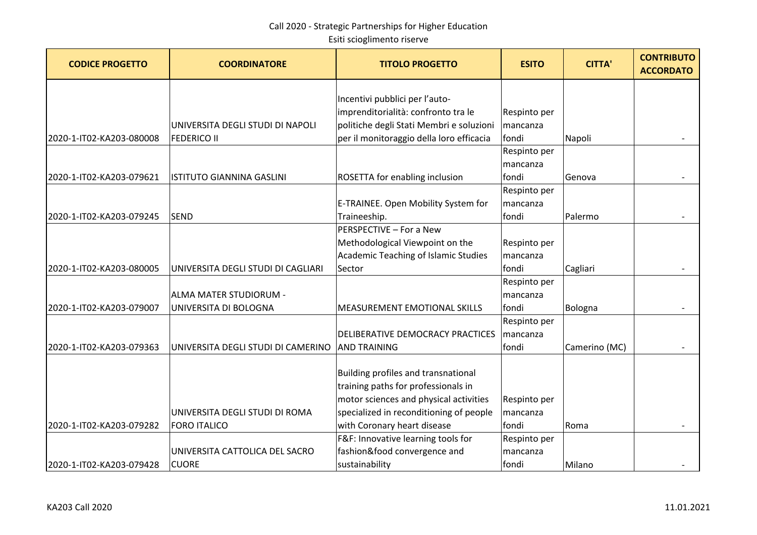Call 2020 - Strategic Partnerships for Higher Education

Esiti scioglimento riserve

| CODICE PROGETTO | COORDINATORE | TITOLO PROGETTO | ESITO | CITTA' | CONTRIBUTO ACCORDATO |
|---|---|---|---|---|---|
| 2020-1-IT02-KA203-080008 | UNIVERSITA DEGLI STUDI DI NAPOLI FEDERICO II | Incentivi pubblici per l'auto-imprenditorialità: confronto tra le politiche degli Stati Membri e soluzioni per il monitoraggio della loro efficacia | Respinto per mancanza fondi | Napoli | - |
| 2020-1-IT02-KA203-079621 | ISTITUTO GIANNINA GASLINI | ROSETTA for enabling inclusion | Respinto per mancanza fondi | Genova | - |
| 2020-1-IT02-KA203-079245 | SEND | E-TRAINEE. Open Mobility System for Traineeship. | Respinto per mancanza fondi | Palermo | - |
| 2020-1-IT02-KA203-080005 | UNIVERSITA DEGLI STUDI DI CAGLIARI | PERSPECTIVE – For a New Methodological Viewpoint on the Academic Teaching of Islamic Studies Sector | Respinto per mancanza fondi | Cagliari | - |
| 2020-1-IT02-KA203-079007 | ALMA MATER STUDIORUM - UNIVERSITA DI BOLOGNA | MEASUREMENT EMOTIONAL SKILLS | Respinto per mancanza fondi | Bologna | - |
| 2020-1-IT02-KA203-079363 | UNIVERSITA DEGLI STUDI DI CAMERINO | DELIBERATIVE DEMOCRACY PRACTICES AND TRAINING | Respinto per mancanza fondi | Camerino (MC) | - |
| 2020-1-IT02-KA203-079282 | UNIVERSITA DEGLI STUDI DI ROMA FORO ITALICO | Building profiles and transnational training paths for professionals in motor sciences and physical activities specialized in reconditioning of people with Coronary heart disease | Respinto per mancanza fondi | Roma | - |
| 2020-1-IT02-KA203-079428 | UNIVERSITA CATTOLICA DEL SACRO CUORE | F&F: Innovative learning tools for fashion&food convergence and sustainability | Respinto per mancanza fondi | Milano | - |

KA203 Call 2020 11.01.2021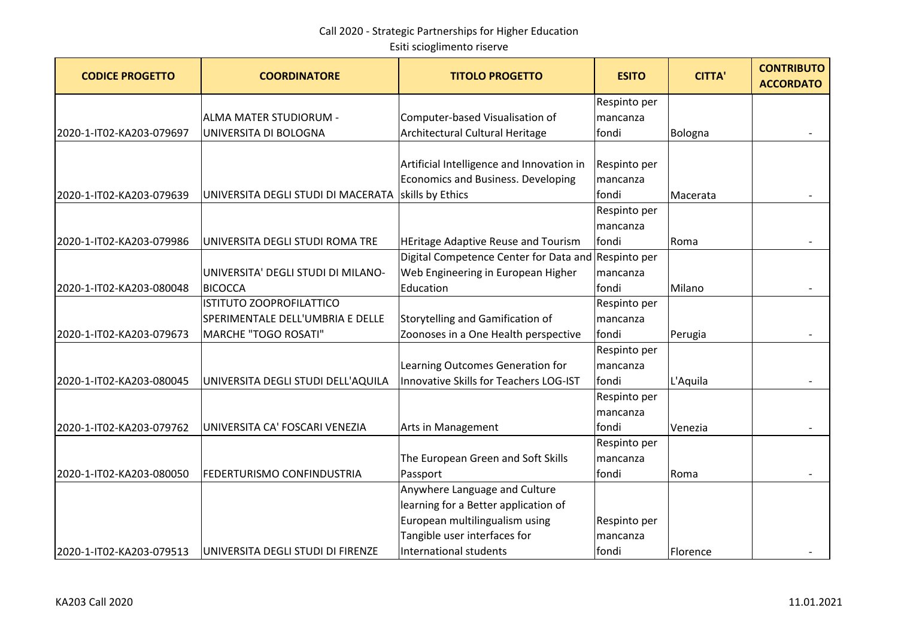Call 2020 - Strategic Partnerships for Higher Education

Esiti scioglimento riserve

| CODICE PROGETTO | COORDINATORE | TITOLO PROGETTO | ESITO | CITTA' | CONTRIBUTO ACCORDATO |
|---|---|---|---|---|---|
| 2020-1-IT02-KA203-079697 | ALMA MATER STUDIORUM - UNIVERSITA DI BOLOGNA | Computer-based Visualisation of Architectural Cultural Heritage | Respinto per mancanza fondi | Bologna | - |
| 2020-1-IT02-KA203-079639 | UNIVERSITA DEGLI STUDI DI MACERATA | Artificial Intelligence and Innovation in Economics and Business. Developing skills by Ethics | Respinto per mancanza fondi | Macerata | - |
| 2020-1-IT02-KA203-079986 | UNIVERSITA DEGLI STUDI ROMA TRE | HEritage Adaptive Reuse and Tourism | Respinto per mancanza fondi | Roma | - |
| 2020-1-IT02-KA203-080048 | UNIVERSITA' DEGLI STUDI DI MILANO-BICOCCA | Digital Competence Center for Data and Web Engineering in European Higher Education | Respinto per mancanza fondi | Milano | - |
| 2020-1-IT02-KA203-079673 | ISTITUTO ZOOPROFILATTICO SPERIMENTALE DELL'UMBRIA E DELLE MARCHE "TOGO ROSATI" | Storytelling and Gamification of Zoonoses in a One Health perspective | Respinto per mancanza fondi | Perugia | - |
| 2020-1-IT02-KA203-080045 | UNIVERSITA DEGLI STUDI DELL'AQUILA | Learning Outcomes Generation for Innovative Skills for Teachers LOG-IST | Respinto per mancanza fondi | L'Aquila | - |
| 2020-1-IT02-KA203-079762 | UNIVERSITA CA' FOSCARI VENEZIA | Arts in Management | Respinto per mancanza fondi | Venezia | - |
| 2020-1-IT02-KA203-080050 | FEDERTURISMO CONFINDUSTRIA | The European Green and Soft Skills Passport | Respinto per mancanza fondi | Roma | - |
| 2020-1-IT02-KA203-079513 | UNIVERSITA DEGLI STUDI DI FIRENZE | Anywhere Language and Culture learning for a Better application of European multilingualism using Tangible user interfaces for International students | Respinto per mancanza fondi | Florence | - |

KA203 Call 2020 11.01.2021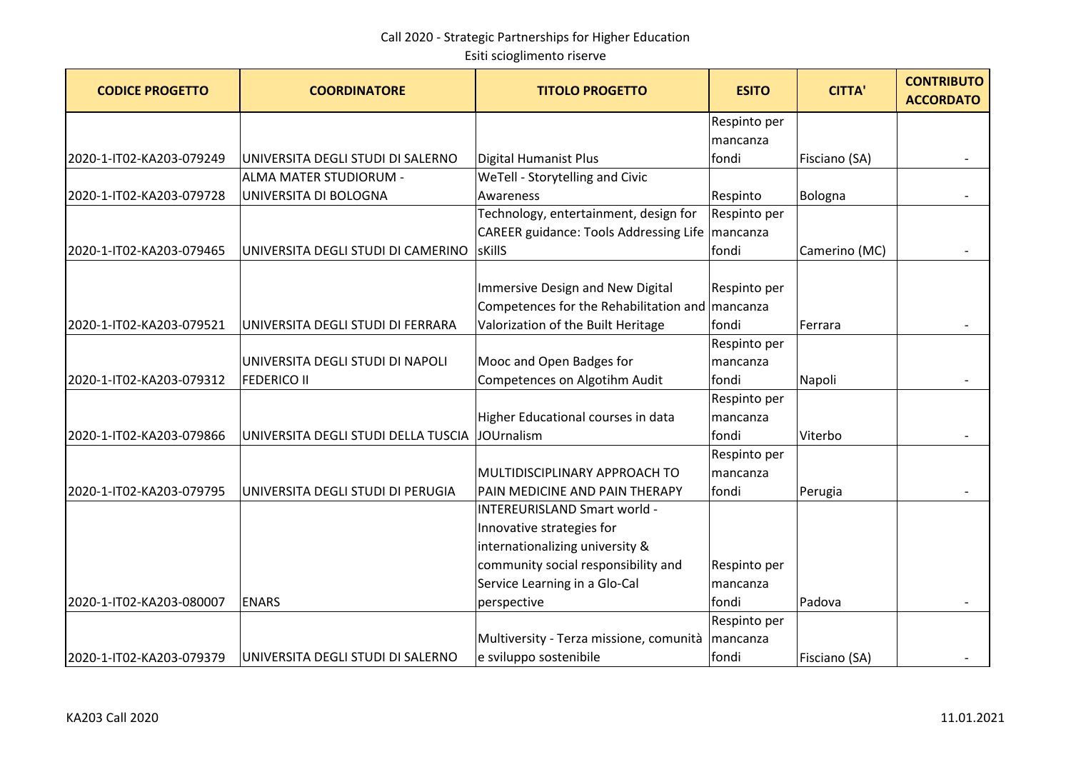Call 2020 - Strategic Partnerships for Higher Education

Esiti scioglimento riserve

| CODICE PROGETTO | COORDINATORE | TITOLO PROGETTO | ESITO | CITTA' | CONTRIBUTO ACCORDATO |
|---|---|---|---|---|---|
| 2020-1-IT02-KA203-079249 | UNIVERSITA DEGLI STUDI DI SALERNO | Digital Humanist Plus | Respinto per mancanza fondi | Fisciano (SA) | - |
| 2020-1-IT02-KA203-079728 | ALMA MATER STUDIORUM - UNIVERSITA DI BOLOGNA | WeTell - Storytelling and Civic Awareness | Respinto | Bologna | - |
| 2020-1-IT02-KA203-079465 | UNIVERSITA DEGLI STUDI DI CAMERINO | Technology, entertainment, design for CAREER guidance: Tools Addressing Life sKillS | Respinto per mancanza fondi | Camerino (MC) | - |
| 2020-1-IT02-KA203-079521 | UNIVERSITA DEGLI STUDI DI FERRARA | Immersive Design and New Digital Competences for the Rehabilitation and Valorization of the Built Heritage | Respinto per mancanza fondi | Ferrara | - |
| 2020-1-IT02-KA203-079312 | UNIVERSITA DEGLI STUDI DI NAPOLI FEDERICO II | Mooc and Open Badges for Competences on Algotihm Audit | Respinto per mancanza fondi | Napoli | - |
| 2020-1-IT02-KA203-079866 | UNIVERSITA DEGLI STUDI DELLA TUSCIA | Higher Educational courses in data JOUrnalism | Respinto per mancanza fondi | Viterbo | - |
| 2020-1-IT02-KA203-079795 | UNIVERSITA DEGLI STUDI DI PERUGIA | MULTIDISCIPLINARY APPROACH TO PAIN MEDICINE AND PAIN THERAPY | Respinto per mancanza fondi | Perugia | - |
| 2020-1-IT02-KA203-080007 | ENARS | INTEREURISLAND Smart world - Innovative strategies for internationalizing university & community social responsibility and Service Learning in a Glo-Cal perspective | Respinto per mancanza fondi | Padova | - |
| 2020-1-IT02-KA203-079379 | UNIVERSITA DEGLI STUDI DI SALERNO | Multiversity - Terza missione, comunità e sviluppo sostenibile | Respinto per mancanza fondi | Fisciano (SA) | - |

KA203 Call 2020 11.01.2021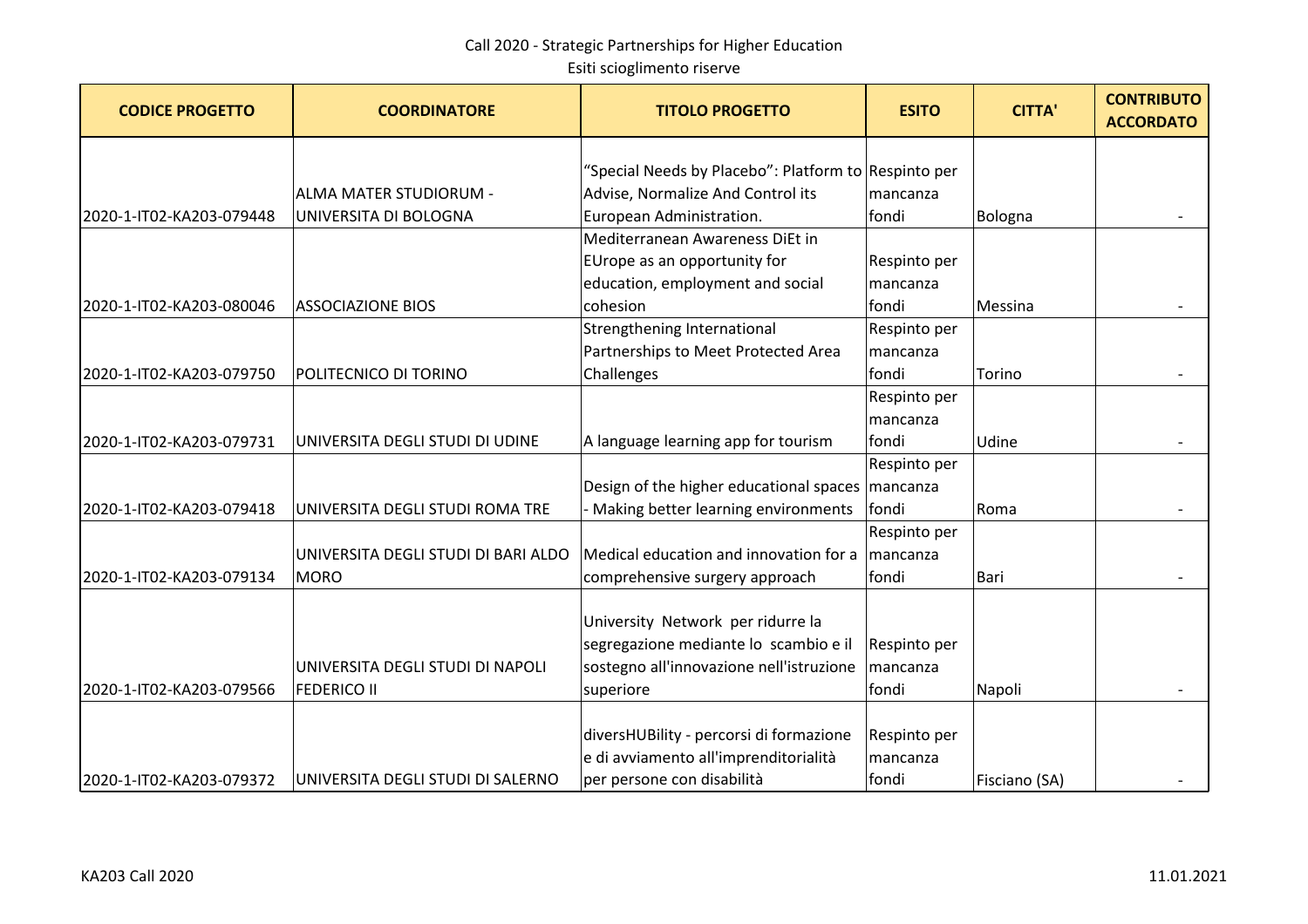Call 2020 - Strategic Partnerships for Higher Education

Esiti scioglimento riserve

| CODICE PROGETTO | COORDINATORE | TITOLO PROGETTO | ESITO | CITTA' | CONTRIBUTO ACCORDATO |
|---|---|---|---|---|---|
| 2020-1-IT02-KA203-079448 | ALMA MATER STUDIORUM - UNIVERSITA DI BOLOGNA | "Special Needs by Placebo": Platform to Advise, Normalize And Control its European Administration. | Respinto per mancanza fondi | Bologna | - |
| 2020-1-IT02-KA203-080046 | ASSOCIAZIONE BIOS | Mediterranean Awareness DiEt in EUrope as an opportunity for education, employment and social cohesion | Respinto per mancanza fondi | Messina | - |
| 2020-1-IT02-KA203-079750 | POLITECNICO DI TORINO | Strengthening International Partnerships to Meet Protected Area Challenges | Respinto per mancanza fondi | Torino | - |
| 2020-1-IT02-KA203-079731 | UNIVERSITA DEGLI STUDI DI UDINE | A language learning app for tourism | Respinto per mancanza fondi | Udine | - |
| 2020-1-IT02-KA203-079418 | UNIVERSITA DEGLI STUDI ROMA TRE | Design of the higher educational spaces - Making better learning environments | Respinto per mancanza fondi | Roma | - |
| 2020-1-IT02-KA203-079134 | UNIVERSITA DEGLI STUDI DI BARI ALDO MORO | Medical education and innovation for a comprehensive surgery approach | Respinto per mancanza fondi | Bari | - |
| 2020-1-IT02-KA203-079566 | UNIVERSITA DEGLI STUDI DI NAPOLI FEDERICO II | University Network per ridurre la segregazione mediante lo scambio e il sostegno all'innovazione nell'istruzione superiore | Respinto per mancanza fondi | Napoli | - |
| 2020-1-IT02-KA203-079372 | UNIVERSITA DEGLI STUDI DI SALERNO | diversHUBility - percorsi di formazione e di avviamento all'imprenditorialità per persone con disabilità | Respinto per mancanza fondi | Fisciano (SA) | - |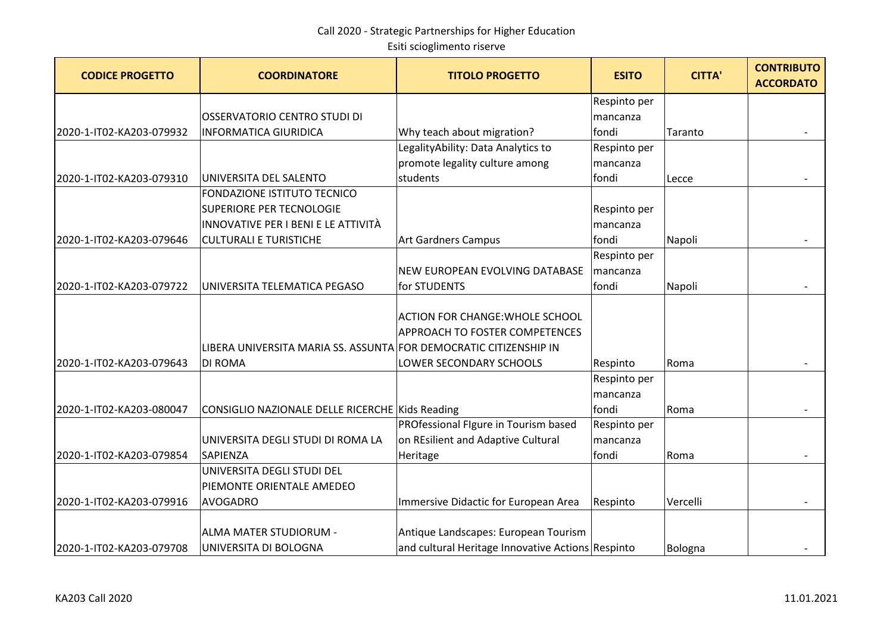Call 2020 - Strategic Partnerships for Higher Education

Esiti scioglimento riserve

| CODICE PROGETTO | COORDINATORE | TITOLO PROGETTO | ESITO | CITTA' | CONTRIBUTO ACCORDATO |
|---|---|---|---|---|---|
| 2020-1-IT02-KA203-079932 | OSSERVATORIO CENTRO STUDI DI INFORMATICA GIURIDICA | Why teach about migration? | Respinto per mancanza fondi | Taranto | - |
| 2020-1-IT02-KA203-079310 | UNIVERSITA DEL SALENTO | LegalityAbility: Data Analytics to promote legality culture among students | Respinto per mancanza fondi | Lecce | - |
| 2020-1-IT02-KA203-079646 | FONDAZIONE ISTITUTO TECNICO SUPERIORE PER TECNOLOGIE INNOVATIVE PER I BENI E LE ATTIVITÀ CULTURALI E TURISTICHE | Art Gardners Campus | Respinto per mancanza fondi | Napoli | - |
| 2020-1-IT02-KA203-079722 | UNIVERSITA TELEMATICA PEGASO | NEW EUROPEAN EVOLVING DATABASE for STUDENTS | Respinto per mancanza fondi | Napoli | - |
| 2020-1-IT02-KA203-079643 | LIBERA UNIVERSITA MARIA SS. ASSUNTA DI ROMA | ACTION FOR CHANGE:WHOLE SCHOOL APPROACH TO FOSTER COMPETENCES FOR DEMOCRATIC CITIZENSHIP IN LOWER SECONDARY SCHOOLS | Respinto | Roma | - |
| 2020-1-IT02-KA203-080047 | CONSIGLIO NAZIONALE DELLE RICERCHE | Kids Reading | Respinto per mancanza fondi | Roma | - |
| 2020-1-IT02-KA203-079854 | UNIVERSITA DEGLI STUDI DI ROMA LA SAPIENZA | PROfessional FIgure in Tourism based on REsilient and Adaptive Cultural Heritage | Respinto per mancanza fondi | Roma | - |
| 2020-1-IT02-KA203-079916 | UNIVERSITA DEGLI STUDI DEL PIEMONTE ORIENTALE AMEDEO AVOGADRO | Immersive Didactic for European Area | Respinto | Vercelli | - |
| 2020-1-IT02-KA203-079708 | ALMA MATER STUDIORUM - UNIVERSITA DI BOLOGNA | Antique Landscapes: European Tourism and cultural Heritage Innovative Actions | Respinto | Bologna | - |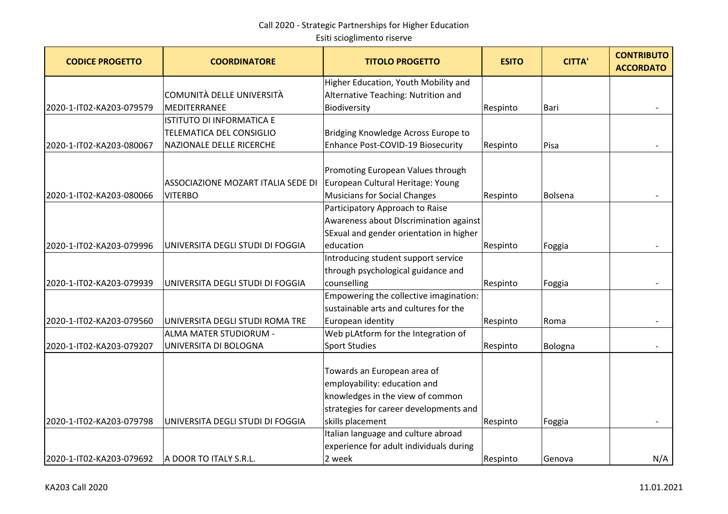Call 2020 - Strategic Partnerships for Higher Education

Esiti scioglimento riserve

| CODICE PROGETTO | COORDINATORE | TITOLO PROGETTO | ESITO | CITTA' | CONTRIBUTO ACCORDATO |
|---|---|---|---|---|---|
| 2020-1-IT02-KA203-079579 | COMUNITÀ DELLE UNIVERSITÀ MEDITERRANEE | Higher Education, Youth Mobility and Alternative Teaching: Nutrition and Biodiversity | Respinto | Bari | - |
| 2020-1-IT02-KA203-080067 | ISTITUTO DI INFORMATICA E TELEMATICA DEL CONSIGLIO NAZIONALE DELLE RICERCHE | Bridging Knowledge Across Europe to Enhance Post-COVID-19 Biosecurity | Respinto | Pisa | - |
| 2020-1-IT02-KA203-080066 | ASSOCIAZIONE MOZART ITALIA SEDE DI VITERBO | Promoting European Values through European Cultural Heritage: Young Musicians for Social Changes | Respinto | Bolsena | - |
| 2020-1-IT02-KA203-079996 | UNIVERSITA DEGLI STUDI DI FOGGIA | Participatory Approach to Raise Awareness about DIscrimination against SExual and gender orientation in higher education | Respinto | Foggia | - |
| 2020-1-IT02-KA203-079939 | UNIVERSITA DEGLI STUDI DI FOGGIA | Introducing student support service through psychological guidance and counselling | Respinto | Foggia | - |
| 2020-1-IT02-KA203-079560 | UNIVERSITA DEGLI STUDI ROMA TRE | Empowering the collective imagination: sustainable arts and cultures for the European identity | Respinto | Roma | - |
| 2020-1-IT02-KA203-079207 | ALMA MATER STUDIORUM - UNIVERSITA DI BOLOGNA | Web pLAtform for the Integration of Sport Studies | Respinto | Bologna | - |
| 2020-1-IT02-KA203-079798 | UNIVERSITA DEGLI STUDI DI FOGGIA | Towards an European area of employability: education and knowledges in the view of common strategies for career developments and skills placement | Respinto | Foggia | - |
| 2020-1-IT02-KA203-079692 | A DOOR TO ITALY S.R.L. | Italian language and culture abroad experience for adult individuals during 2 week | Respinto | Genova | N/A |

KA203 Call 2020 11.01.2021